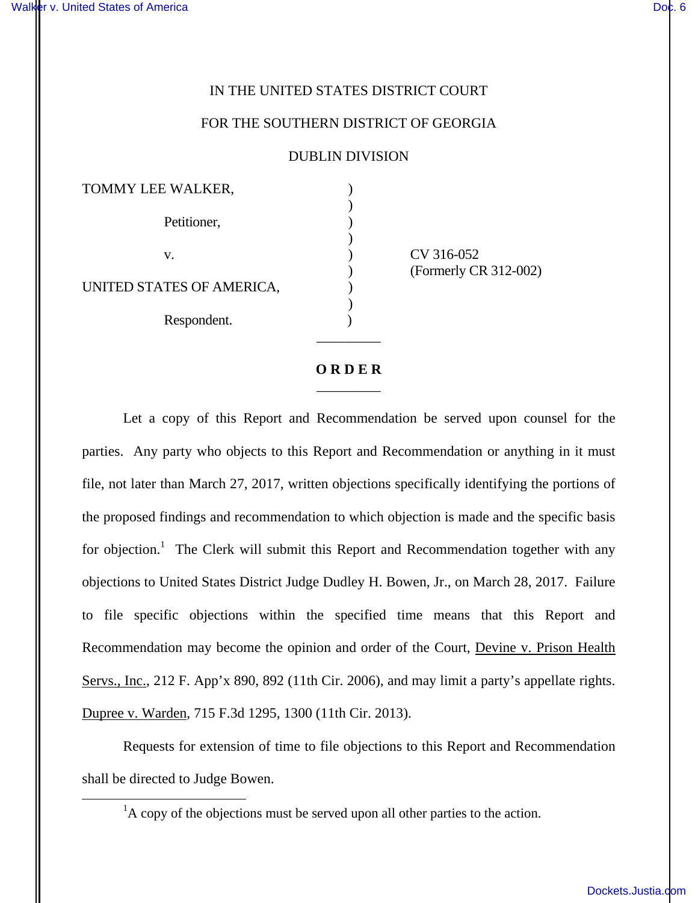IN THE UNITED STATES DISTRICT COURT

FOR THE SOUTHERN DISTRICT OF GEORGIA

DUBLIN DIVISION

| | | |
|---|---|---|
| TOMMY LEE WALKER, | ) | |
| | ) | |
| Petitioner, | ) | |
| | ) | |
| v. | ) | CV 316-052 |
| | ) | (Formerly CR 312-002) |
| UNITED STATES OF AMERICA, | ) | |
| | ) | |
| Respondent. | ) | |

# O R D E R

Let a copy of this Report and Recommendation be served upon counsel for the parties. Any party who objects to this Report and Recommendation or anything in it must file, not later than March 27, 2017, written objections specifically identifying the portions of the proposed findings and recommendation to which objection is made and the specific basis for objection.[1] The Clerk will submit this Report and Recommendation together with any objections to United States District Judge Dudley H. Bowen, Jr., on March 28, 2017. Failure to file specific objections within the specified time means that this Report and Recommendation may become the opinion and order of the Court, Devine v. Prison Health Servs., Inc., 212 F. App'x 890, 892 (11th Cir. 2006), and may limit a party's appellate rights. Dupree v. Warden, 715 F.3d 1295, 1300 (11th Cir. 2013).

Requests for extension of time to file objections to this Report and Recommendation shall be directed to Judge Bowen.

[1] A copy of the objections must be served upon all other parties to the action.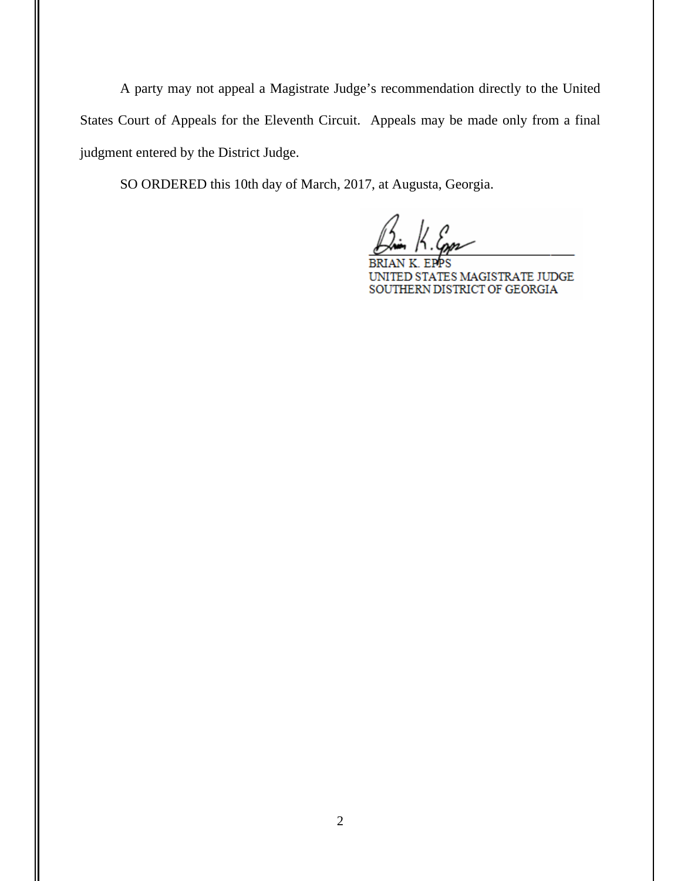A party may not appeal a Magistrate Judge's recommendation directly to the United States Court of Appeals for the Eleventh Circuit. Appeals may be made only from a final judgment entered by the District Judge.

SO ORDERED this 10th day of March, 2017, at Augusta, Georgia.

BRIAN K. EPPS
UNITED STATES MAGISTRATE JUDGE
SOUTHERN DISTRICT OF GEORGIA